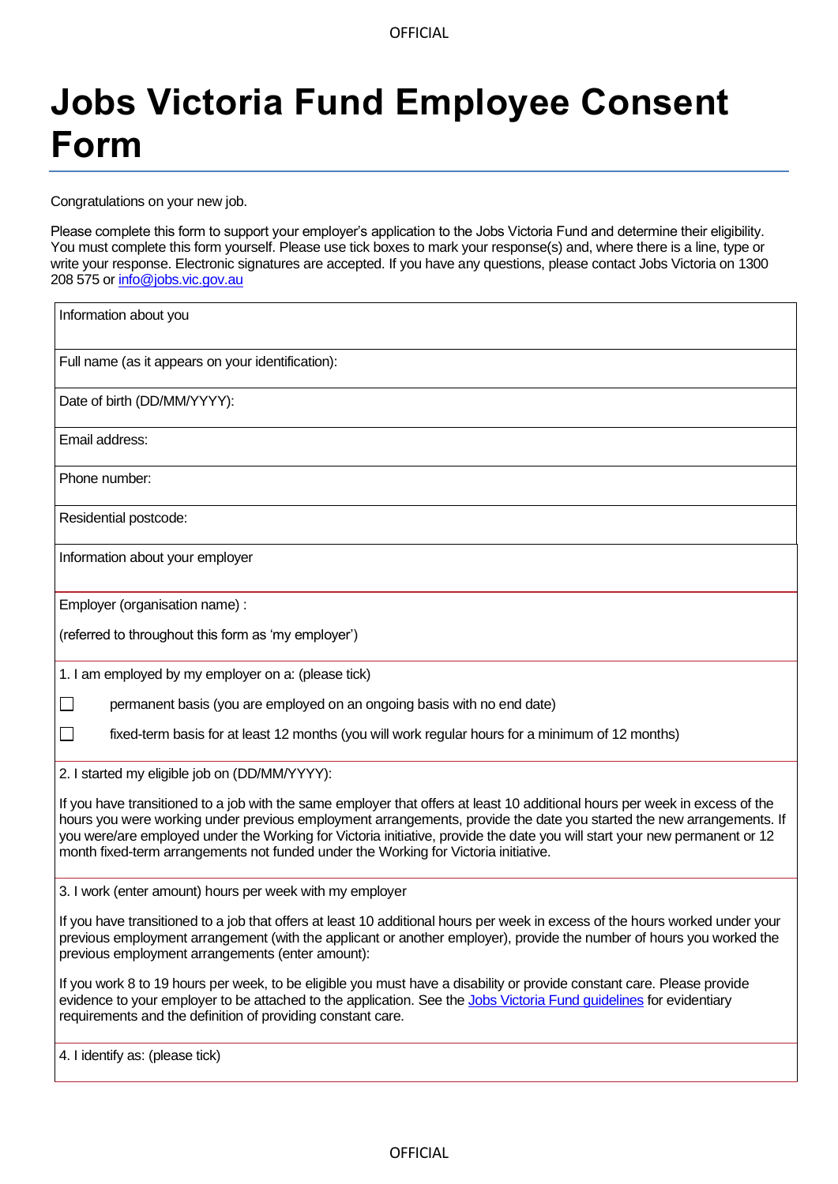# Jobs Victoria Fund Employee Consent Form

Congratulations on your new job.

Please complete this form to support your employer's application to the Jobs Victoria Fund and determine their eligibility. You must complete this form yourself. Please use tick boxes to mark your response(s) and, where there is a line, type or write your response. Electronic signatures are accepted. If you have any questions, please contact Jobs Victoria on 1300 208 575 or info@jobs.vic.gov.au

| Information about you |
|---|
| Full name (as it appears on your identification): |
| Date of birth (DD/MM/YYYY): |
| Email address: |
| Phone number: |
| Residential postcode: |

| Information about your employer |
|---|
| Employer (organisation name) :<br><br>(referred to throughout this form as 'my employer') |
| 1. I am employed by my employer on a: (please tick)<br><br>☐ permanent basis (you are employed on an ongoing basis with no end date)<br><br>☐ fixed-term basis for at least 12 months (you will work regular hours for a minimum of 12 months) |
| 2. I started my eligible job on (DD/MM/YYYY):<br><br>If you have transitioned to a job with the same employer that offers at least 10 additional hours per week in excess of the hours you were working under previous employment arrangements, provide the date you started the new arrangements. If you were/are employed under the Working for Victoria initiative, provide the date you will start your new permanent or 12 month fixed-term arrangements not funded under the Working for Victoria initiative. |
| 3. I work (enter amount) hours per week with my employer<br><br>If you have transitioned to a job that offers at least 10 additional hours per week in excess of the hours worked under your previous employment arrangement (with the applicant or another employer), provide the number of hours you worked the previous employment arrangements (enter amount):<br><br>If you work 8 to 19 hours per week, to be eligible you must have a disability or provide constant care. Please provide evidence to your employer to be attached to the application. See the Jobs Victoria Fund guidelines for evidentiary requirements and the definition of providing constant care. |
| 4. I identify as: (please tick) |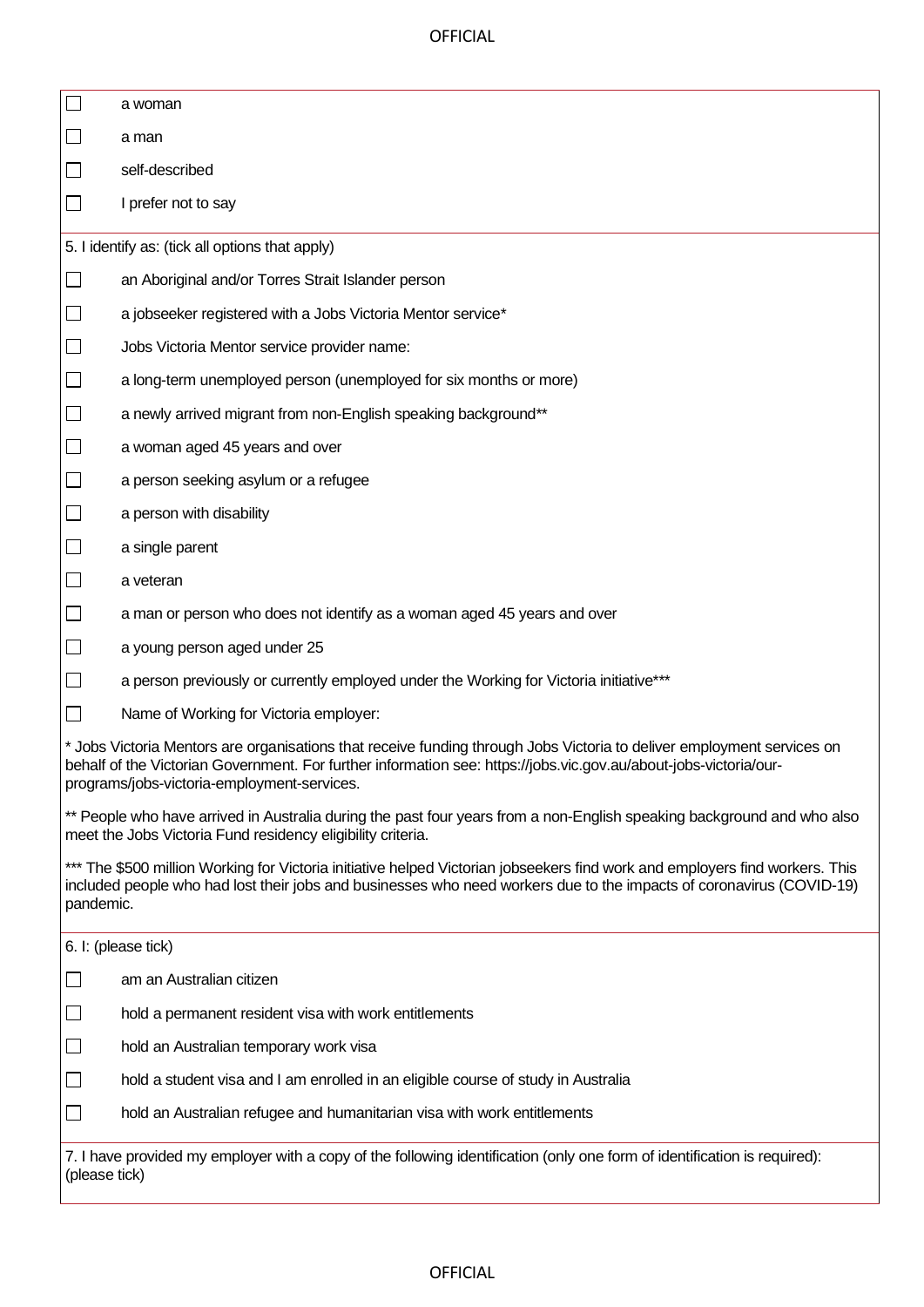- ☐ a woman
- ☐ a man
- ☐ self-described
- ☐ I prefer not to say

5. I identify as: (tick all options that apply)

- ☐ an Aboriginal and/or Torres Strait Islander person
- ☐ a jobseeker registered with a Jobs Victoria Mentor service*
- ☐ Jobs Victoria Mentor service provider name:
- ☐ a long-term unemployed person (unemployed for six months or more)
- ☐ a newly arrived migrant from non-English speaking background**
- ☐ a woman aged 45 years and over
- ☐ a person seeking asylum or a refugee
- ☐ a person with disability
- ☐ a single parent
- ☐ a veteran
- ☐ a man or person who does not identify as a woman aged 45 years and over
- ☐ a young person aged under 25
- ☐ a person previously or currently employed under the Working for Victoria initiative***
- ☐ Name of Working for Victoria employer:

* Jobs Victoria Mentors are organisations that receive funding through Jobs Victoria to deliver employment services on behalf of the Victorian Government. For further information see: https://jobs.vic.gov.au/about-jobs-victoria/our-programs/jobs-victoria-employment-services.

** People who have arrived in Australia during the past four years from a non-English speaking background and who also meet the Jobs Victoria Fund residency eligibility criteria.

*** The $500 million Working for Victoria initiative helped Victorian jobseekers find work and employers find workers. This included people who had lost their jobs and businesses who need workers due to the impacts of coronavirus (COVID-19) pandemic.

6. I: (please tick)

- ☐ am an Australian citizen
- ☐ hold a permanent resident visa with work entitlements
- ☐ hold an Australian temporary work visa
- ☐ hold a student visa and I am enrolled in an eligible course of study in Australia
- ☐ hold an Australian refugee and humanitarian visa with work entitlements

7. I have provided my employer with a copy of the following identification (only one form of identification is required): (please tick)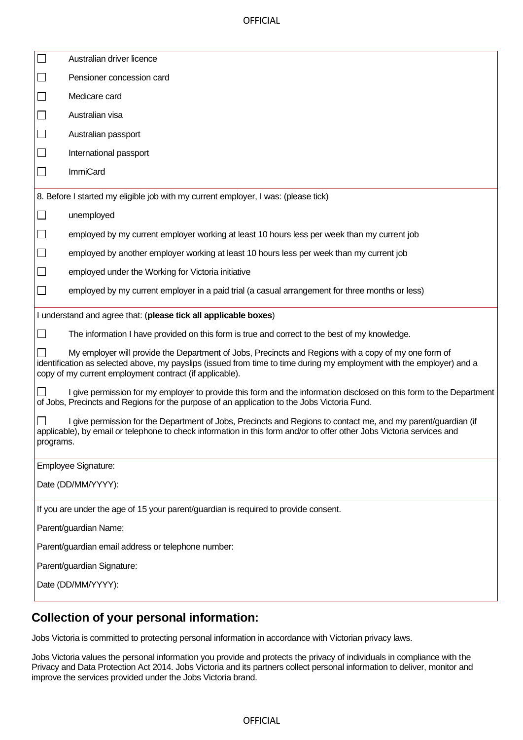- ☐ Australian driver licence
- ☐ Pensioner concession card
- ☐ Medicare card
- ☐ Australian visa
- ☐ Australian passport
- ☐ International passport
- ☐ ImmiCard

8. Before I started my eligible job with my current employer, I was: (please tick)

- ☐ unemployed
- ☐ employed by my current employer working at least 10 hours less per week than my current job
- ☐ employed by another employer working at least 10 hours less per week than my current job
- ☐ employed under the Working for Victoria initiative
- ☐ employed by my current employer in a paid trial (a casual arrangement for three months or less)

I understand and agree that: (**please tick all applicable boxes**)

- ☐ The information I have provided on this form is true and correct to the best of my knowledge.
- ☐ My employer will provide the Department of Jobs, Precincts and Regions with a copy of my one form of identification as selected above, my payslips (issued from time to time during my employment with the employer) and a copy of my current employment contract (if applicable).
- ☐ I give permission for my employer to provide this form and the information disclosed on this form to the Department of Jobs, Precincts and Regions for the purpose of an application to the Jobs Victoria Fund.
- ☐ I give permission for the Department of Jobs, Precincts and Regions to contact me, and my parent/guardian (if applicable), by email or telephone to check information in this form and/or to offer other Jobs Victoria services and programs.

Employee Signature:

Date (DD/MM/YYYY):

If you are under the age of 15 your parent/guardian is required to provide consent.

Parent/guardian Name:

Parent/guardian email address or telephone number:

Parent/guardian Signature:

Date (DD/MM/YYYY):

## Collection of your personal information:

Jobs Victoria is committed to protecting personal information in accordance with Victorian privacy laws.

Jobs Victoria values the personal information you provide and protects the privacy of individuals in compliance with the Privacy and Data Protection Act 2014. Jobs Victoria and its partners collect personal information to deliver, monitor and improve the services provided under the Jobs Victoria brand.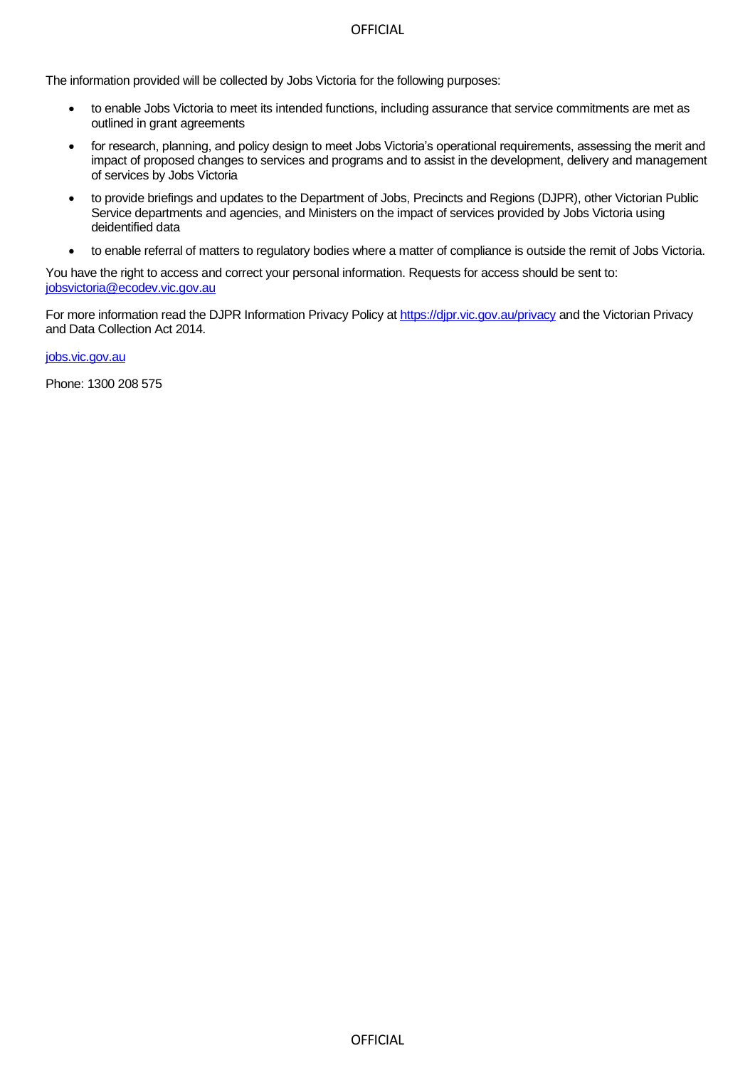The information provided will be collected by Jobs Victoria for the following purposes:

- to enable Jobs Victoria to meet its intended functions, including assurance that service commitments are met as outlined in grant agreements
- for research, planning, and policy design to meet Jobs Victoria's operational requirements, assessing the merit and impact of proposed changes to services and programs and to assist in the development, delivery and management of services by Jobs Victoria
- to provide briefings and updates to the Department of Jobs, Precincts and Regions (DJPR), other Victorian Public Service departments and agencies, and Ministers on the impact of services provided by Jobs Victoria using deidentified data
- to enable referral of matters to regulatory bodies where a matter of compliance is outside the remit of Jobs Victoria.

You have the right to access and correct your personal information. Requests for access should be sent to: [jobsvictoria@ecodev.vic.gov.au](mailto:jobsvictoria@ecodev.vic.gov.au)

For more information read the DJPR Information Privacy Policy at [https://djpr.vic.gov.au/privacy](https://djpr.vic.gov.au/privacy) and the Victorian Privacy and Data Collection Act 2014.

[jobs.vic.gov.au](https://jobs.vic.gov.au)

Phone: 1300 208 575